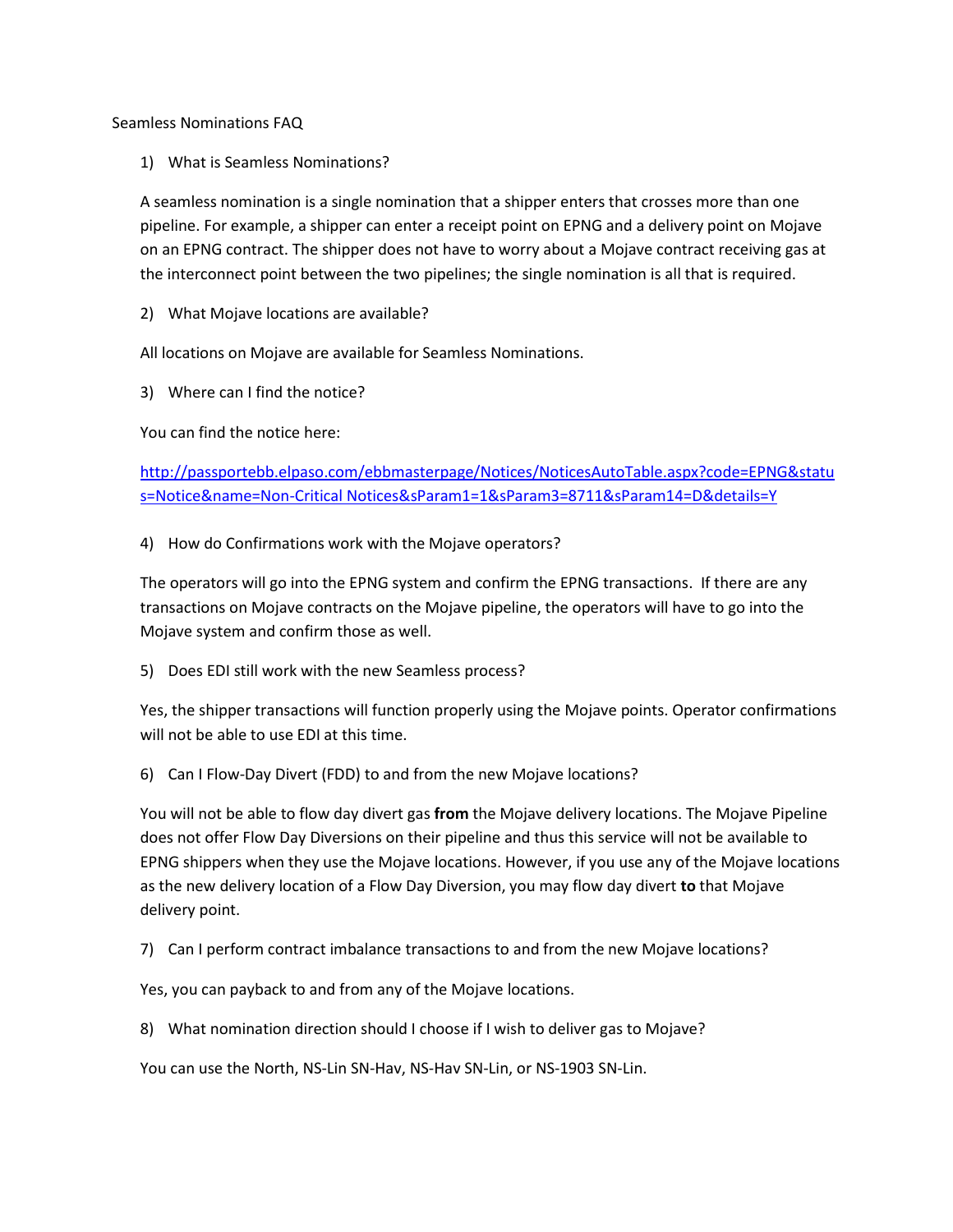# Seamless Nominations FAQ

1) What is Seamless Nominations?

A seamless nomination is a single nomination that a shipper enters that crosses more than one pipeline. For example, a shipper can enter a receipt point on EPNG and a delivery point on Mojave on an EPNG contract. The shipper does not have to worry about a Mojave contract receiving gas at the interconnect point between the two pipelines; the single nomination is all that is required.

2) What Mojave locations are available?

All locations on Mojave are available for Seamless Nominations.

3) Where can I find the notice?

You can find the notice here:

[http://passportebb.elpaso.com/ebbmasterpage/Notices/NoticesAutoTable.aspx?code=EPNG&status=Notice&name=Non-Critical Notices&sParam1=1&sParam3=8711&sParam14=D&details=Y](http://passportebb.elpaso.com/ebbmasterpage/Notices/NoticesAutoTable.aspx?code=EPNG&status=Notice&name=Non-Critical%20Notices&sParam1=1&sParam3=8711&sParam14=D&details=Y)

4) How do Confirmations work with the Mojave operators?

The operators will go into the EPNG system and confirm the EPNG transactions. If there are any transactions on Mojave contracts on the Mojave pipeline, the operators will have to go into the Mojave system and confirm those as well.

5) Does EDI still work with the new Seamless process?

Yes, the shipper transactions will function properly using the Mojave points. Operator confirmations will not be able to use EDI at this time.

6) Can I Flow-Day Divert (FDD) to and from the new Mojave locations?

You will not be able to flow day divert gas **from** the Mojave delivery locations. The Mojave Pipeline does not offer Flow Day Diversions on their pipeline and thus this service will not be available to EPNG shippers when they use the Mojave locations. However, if you use any of the Mojave locations as the new delivery location of a Flow Day Diversion, you may flow day divert **to** that Mojave delivery point.

7) Can I perform contract imbalance transactions to and from the new Mojave locations?

Yes, you can payback to and from any of the Mojave locations.

8) What nomination direction should I choose if I wish to deliver gas to Mojave?

You can use the North, NS-Lin SN-Hav, NS-Hav SN-Lin, or NS-1903 SN-Lin.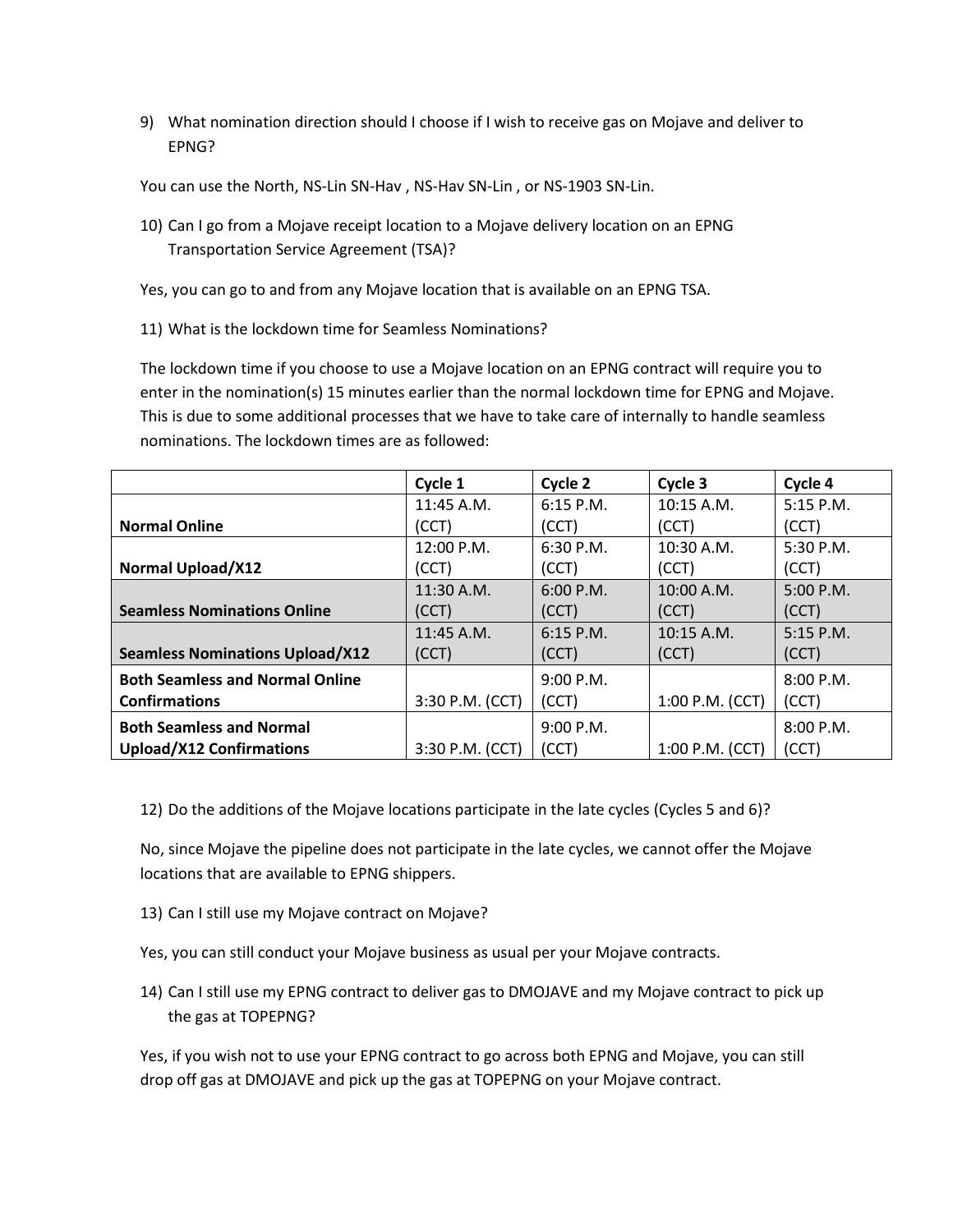9) What nomination direction should I choose if I wish to receive gas on Mojave and deliver to EPNG?

You can use the North, NS-Lin SN-Hav , NS-Hav SN-Lin , or NS-1903 SN-Lin.

10) Can I go from a Mojave receipt location to a Mojave delivery location on an EPNG Transportation Service Agreement (TSA)?

Yes, you can go to and from any Mojave location that is available on an EPNG TSA.

11) What is the lockdown time for Seamless Nominations?

The lockdown time if you choose to use a Mojave location on an EPNG contract will require you to enter in the nomination(s) 15 minutes earlier than the normal lockdown time for EPNG and Mojave. This is due to some additional processes that we have to take care of internally to handle seamless nominations. The lockdown times are as followed:

| | **Cycle 1** | **Cycle 2** | **Cycle 3** | **Cycle 4** |
|---|---|---|---|---|
| **Normal Online** | 11:45 A.M. (CCT) | 6:15 P.M. (CCT) | 10:15 A.M. (CCT) | 5:15 P.M. (CCT) |
| **Normal Upload/X12** | 12:00 P.M. (CCT) | 6:30 P.M. (CCT) | 10:30 A.M. (CCT) | 5:30 P.M. (CCT) |
| **Seamless Nominations Online** | 11:30 A.M. (CCT) | 6:00 P.M. (CCT) | 10:00 A.M. (CCT) | 5:00 P.M. (CCT) |
| **Seamless Nominations Upload/X12** | 11:45 A.M. (CCT) | 6:15 P.M. (CCT) | 10:15 A.M. (CCT) | 5:15 P.M. (CCT) |
| **Both Seamless and Normal Online Confirmations** | 3:30 P.M. (CCT) | 9:00 P.M. (CCT) | 1:00 P.M. (CCT) | 8:00 P.M. (CCT) |
| **Both Seamless and Normal Upload/X12 Confirmations** | 3:30 P.M. (CCT) | 9:00 P.M. (CCT) | 1:00 P.M. (CCT) | 8:00 P.M. (CCT) |

12) Do the additions of the Mojave locations participate in the late cycles (Cycles 5 and 6)?

No, since Mojave the pipeline does not participate in the late cycles, we cannot offer the Mojave locations that are available to EPNG shippers.

13) Can I still use my Mojave contract on Mojave?

Yes, you can still conduct your Mojave business as usual per your Mojave contracts.

14) Can I still use my EPNG contract to deliver gas to DMOJAVE and my Mojave contract to pick up the gas at TOPEPNG?

Yes, if you wish not to use your EPNG contract to go across both EPNG and Mojave, you can still drop off gas at DMOJAVE and pick up the gas at TOPEPNG on your Mojave contract.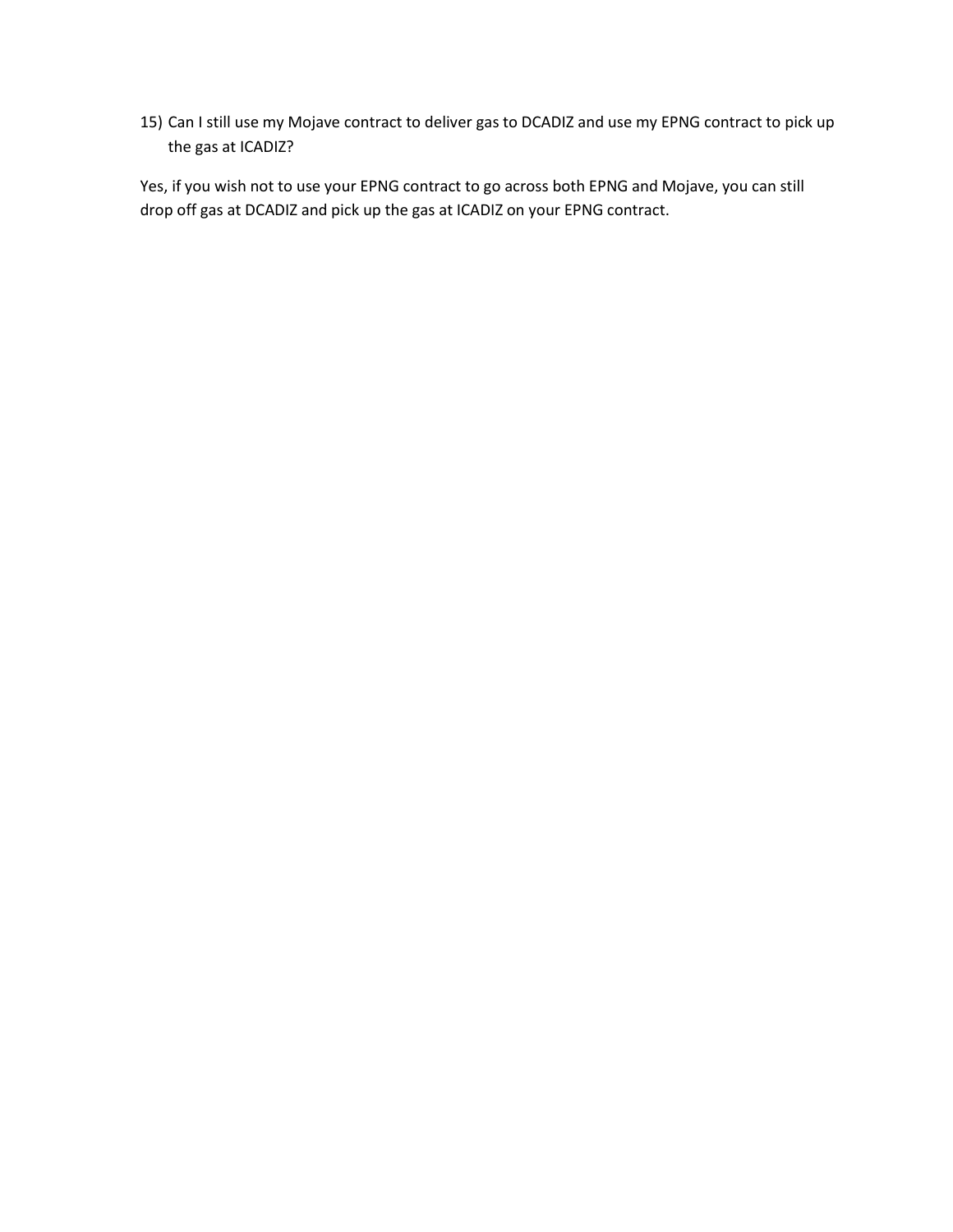15) Can I still use my Mojave contract to deliver gas to DCADIZ and use my EPNG contract to pick up the gas at ICADIZ?

Yes, if you wish not to use your EPNG contract to go across both EPNG and Mojave, you can still drop off gas at DCADIZ and pick up the gas at ICADIZ on your EPNG contract.